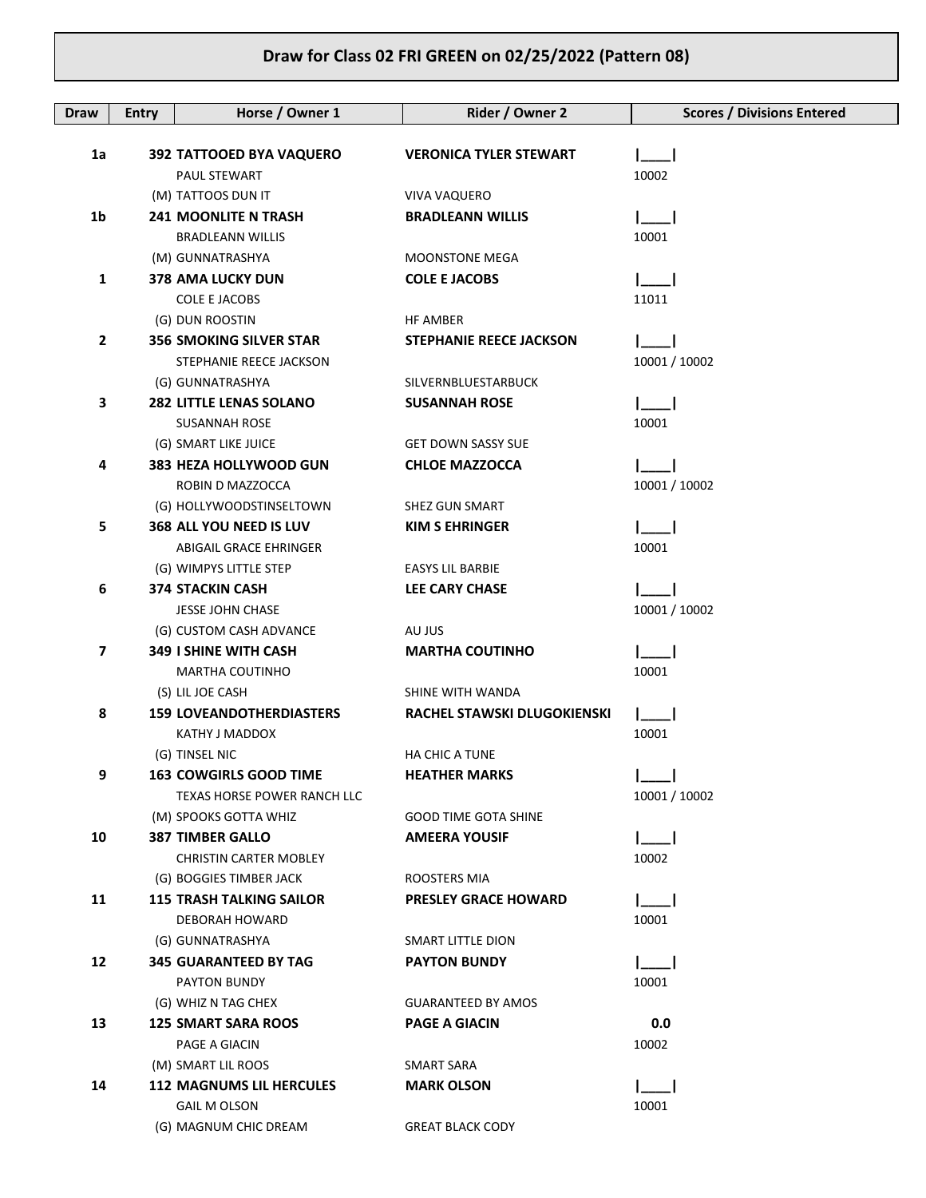# Draw for Class 02 FRI GREEN on 02/25/2022 (Pattern 08)

| Draw | Entry | Horse / Owner 1 | Rider / Owner 2 | Scores / Divisions Entered |
|---|---|---|---|---|
| 1a | 392 | **TATTOOED BYA VAQUERO**<br>PAUL STEWART<br>(M) TATTOOS DUN IT | **VERONICA TYLER STEWART**<br><br>VIVA VAQUERO | I\_\_\_\_I<br>10002 |
| 1b | 241 | **MOONLITE N TRASH**<br>BRADLEANN WILLIS<br>(M) GUNNATRASHYA | **BRADLEANN WILLIS**<br><br>MOONSTONE MEGA | I\_\_\_\_I<br>10001 |
| 1 | 378 | **AMA LUCKY DUN**<br>COLE E JACOBS<br>(G) DUN ROOSTIN | **COLE E JACOBS**<br><br>HF AMBER | I\_\_\_\_I<br>11011 |
| 2 | 356 | **SMOKING SILVER STAR**<br>STEPHANIE REECE JACKSON<br>(G) GUNNATRASHYA | **STEPHANIE REECE JACKSON**<br><br>SILVERNBLUESTARBUCK | I\_\_\_\_I<br>10001 / 10002 |
| 3 | 282 | **LITTLE LENAS SOLANO**<br>SUSANNAH ROSE<br>(G) SMART LIKE JUICE | **SUSANNAH ROSE**<br><br>GET DOWN SASSY SUE | I\_\_\_\_I<br>10001 |
| 4 | 383 | **HEZA HOLLYWOOD GUN**<br>ROBIN D MAZZOCCA<br>(G) HOLLYWOODSTINSELTOWN | **CHLOE MAZZOCCA**<br><br>SHEZ GUN SMART | I\_\_\_\_I<br>10001 / 10002 |
| 5 | 368 | **ALL YOU NEED IS LUV**<br>ABIGAIL GRACE EHRINGER<br>(G) WIMPYS LITTLE STEP | **KIM S EHRINGER**<br><br>EASYS LIL BARBIE | I\_\_\_\_I<br>10001 |
| 6 | 374 | **STACKIN CASH**<br>JESSE JOHN CHASE<br>(G) CUSTOM CASH ADVANCE | **LEE CARY CHASE**<br><br>AU JUS | I\_\_\_\_I<br>10001 / 10002 |
| 7 | 349 | **I SHINE WITH CASH**<br>MARTHA COUTINHO<br>(S) LIL JOE CASH | **MARTHA COUTINHO**<br><br>SHINE WITH WANDA | I\_\_\_\_I<br>10001 |
| 8 | 159 | **LOVEANDOTHERDIASTERS**<br>KATHY J MADDOX<br>(G) TINSEL NIC | **RACHEL STAWSKI DLUGOKIENSKI**<br><br>HA CHIC A TUNE | I\_\_\_\_I<br>10001 |
| 9 | 163 | **COWGIRLS GOOD TIME**<br>TEXAS HORSE POWER RANCH LLC<br>(M) SPOOKS GOTTA WHIZ | **HEATHER MARKS**<br><br>GOOD TIME GOTA SHINE | I\_\_\_\_I<br>10001 / 10002 |
| 10 | 387 | **TIMBER GALLO**<br>CHRISTIN CARTER MOBLEY<br>(G) BOGGIES TIMBER JACK | **AMEERA YOUSIF**<br><br>ROOSTERS MIA | I\_\_\_\_I<br>10002 |
| 11 | 115 | **TRASH TALKING SAILOR**<br>DEBORAH HOWARD<br>(G) GUNNATRASHYA | **PRESLEY GRACE HOWARD**<br><br>SMART LITTLE DION | I\_\_\_\_I<br>10001 |
| 12 | 345 | **GUARANTEED BY TAG**<br>PAYTON BUNDY<br>(G) WHIZ N TAG CHEX | **PAYTON BUNDY**<br><br>GUARANTEED BY AMOS | I\_\_\_\_I<br>10001 |
| 13 | 125 | **SMART SARA ROOS**<br>PAGE A GIACIN<br>(M) SMART LIL ROOS | **PAGE A GIACIN**<br><br>SMART SARA | **0.0**<br>10002 |
| 14 | 112 | **MAGNUMS LIL HERCULES**<br>GAIL M OLSON<br>(G) MAGNUM CHIC DREAM | **MARK OLSON**<br><br>GREAT BLACK CODY | I\_\_\_\_I<br>10001 |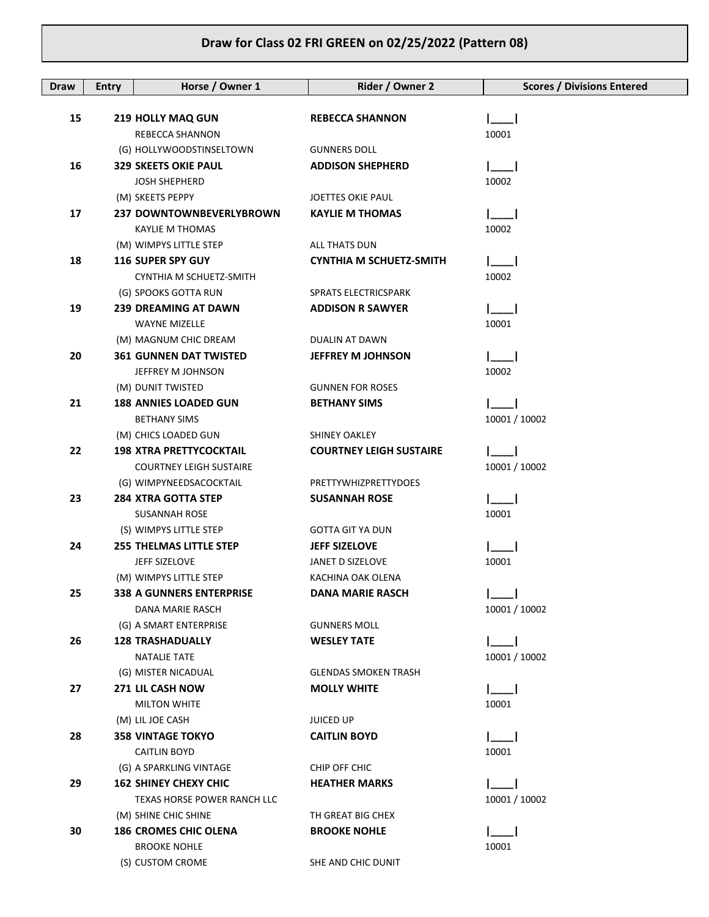# Draw for Class 02 FRI GREEN on 02/25/2022 (Pattern 08)

| Draw | Entry | Horse / Owner 1 | Rider / Owner 2 | Scores / Divisions Entered |
|---|---|---|---|---|
| 15 | 219 | **HOLLY MAQ GUN**<br>REBECCA SHANNON<br>(G) HOLLYWOODSTINSELTOWN | **REBECCA SHANNON**<br><br>GUNNERS DOLL | \|\_\_\_\_\|<br>10001 |
| 16 | 329 | **SKEETS OKIE PAUL**<br>JOSH SHEPHERD<br>(M) SKEETS PEPPY | **ADDISON SHEPHERD**<br><br>JOETTES OKIE PAUL | \|\_\_\_\_\|<br>10002 |
| 17 | 237 | **DOWNTOWNBEVERLYBROWN**<br>KAYLIE M THOMAS<br>(M) WIMPYS LITTLE STEP | **KAYLIE M THOMAS**<br><br>ALL THATS DUN | \|\_\_\_\_\|<br>10002 |
| 18 | 116 | **SUPER SPY GUY**<br>CYNTHIA M SCHUETZ-SMITH<br>(G) SPOOKS GOTTA RUN | **CYNTHIA M SCHUETZ-SMITH**<br><br>SPRATS ELECTRICSPARK | \|\_\_\_\_\|<br>10002 |
| 19 | 239 | **DREAMING AT DAWN**<br>WAYNE MIZELLE<br>(M) MAGNUM CHIC DREAM | **ADDISON R SAWYER**<br><br>DUALIN AT DAWN | \|\_\_\_\_\|<br>10001 |
| 20 | 361 | **GUNNEN DAT TWISTED**<br>JEFFREY M JOHNSON<br>(M) DUNIT TWISTED | **JEFFREY M JOHNSON**<br><br>GUNNEN FOR ROSES | \|\_\_\_\_\|<br>10002 |
| 21 | 188 | **ANNIES LOADED GUN**<br>BETHANY SIMS<br>(M) CHICS LOADED GUN | **BETHANY SIMS**<br><br>SHINEY OAKLEY | \|\_\_\_\_\|<br>10001 / 10002 |
| 22 | 198 | **XTRA PRETTYCOCKTAIL**<br>COURTNEY LEIGH SUSTAIRE<br>(G) WIMPYNEEDSACOCKTAIL | **COURTNEY LEIGH SUSTAIRE**<br><br>PRETTYWHIZPRETTYDOES | \|\_\_\_\_\|<br>10001 / 10002 |
| 23 | 284 | **XTRA GOTTA STEP**<br>SUSANNAH ROSE<br>(S) WIMPYS LITTLE STEP | **SUSANNAH ROSE**<br><br>GOTTA GIT YA DUN | \|\_\_\_\_\|<br>10001 |
| 24 | 255 | **THELMAS LITTLE STEP**<br>JEFF SIZELOVE<br>(M) WIMPYS LITTLE STEP | **JEFF SIZELOVE**<br>JANET D SIZELOVE<br>KACHINA OAK OLENA | \|\_\_\_\_\|<br>10001 |
| 25 | 338 | **A GUNNERS ENTERPRISE**<br>DANA MARIE RASCH<br>(G) A SMART ENTERPRISE | **DANA MARIE RASCH**<br><br>GUNNERS MOLL | \|\_\_\_\_\|<br>10001 / 10002 |
| 26 | 128 | **TRASHADUALLY**<br>NATALIE TATE<br>(G) MISTER NICADUAL | **WESLEY TATE**<br><br>GLENDAS SMOKEN TRASH | \|\_\_\_\_\|<br>10001 / 10002 |
| 27 | 271 | **LIL CASH NOW**<br>MILTON WHITE<br>(M) LIL JOE CASH | **MOLLY WHITE**<br><br>JUICED UP | \|\_\_\_\_\|<br>10001 |
| 28 | 358 | **VINTAGE TOKYO**<br>CAITLIN BOYD<br>(G) A SPARKLING VINTAGE | **CAITLIN BOYD**<br><br>CHIP OFF CHIC | \|\_\_\_\_\|<br>10001 |
| 29 | 162 | **SHINEY CHEXY CHIC**<br>TEXAS HORSE POWER RANCH LLC<br>(M) SHINE CHIC SHINE | **HEATHER MARKS**<br><br>TH GREAT BIG CHEX | \|\_\_\_\_\|<br>10001 / 10002 |
| 30 | 186 | **CROMES CHIC OLENA**<br>BROOKE NOHLE<br>(S) CUSTOM CROME | **BROOKE NOHLE**<br><br>SHE AND CHIC DUNIT | \|\_\_\_\_\|<br>10001 |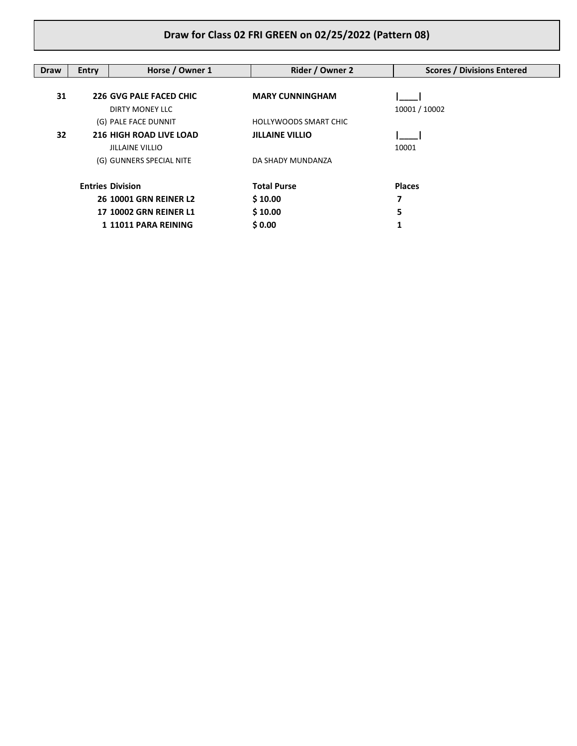## Draw for Class 02 FRI GREEN on 02/25/2022 (Pattern 08)

| Draw | Entry | Horse / Owner 1 | Rider / Owner 2 | Scores / Divisions Entered |
|---|---|---|---|---|
| **31** | **226** | **GVG PALE FACED CHIC** | **MARY CUNNINGHAM** | **\|____\|** |
| | | DIRTY MONEY LLC | | 10001 / 10002 |
| | | (G) PALE FACE DUNNIT | HOLLYWOODS SMART CHIC | |
| **32** | **216** | **HIGH ROAD LIVE LOAD** | **JILLAINE VILLIO** | **\|____\|** |
| | | JILLAINE VILLIO | | 10001 |
| | | (G) GUNNERS SPECIAL NITE | DA SHADY MUNDANZA | |

| Entries | Division | Total Purse | Places |
|---|---|---|---|
| **26** | **10001 GRN REINER L2** | **$ 10.00** | **7** |
| **17** | **10002 GRN REINER L1** | **$ 10.00** | **5** |
| **1** | **11011 PARA REINING** | **$ 0.00** | **1** |